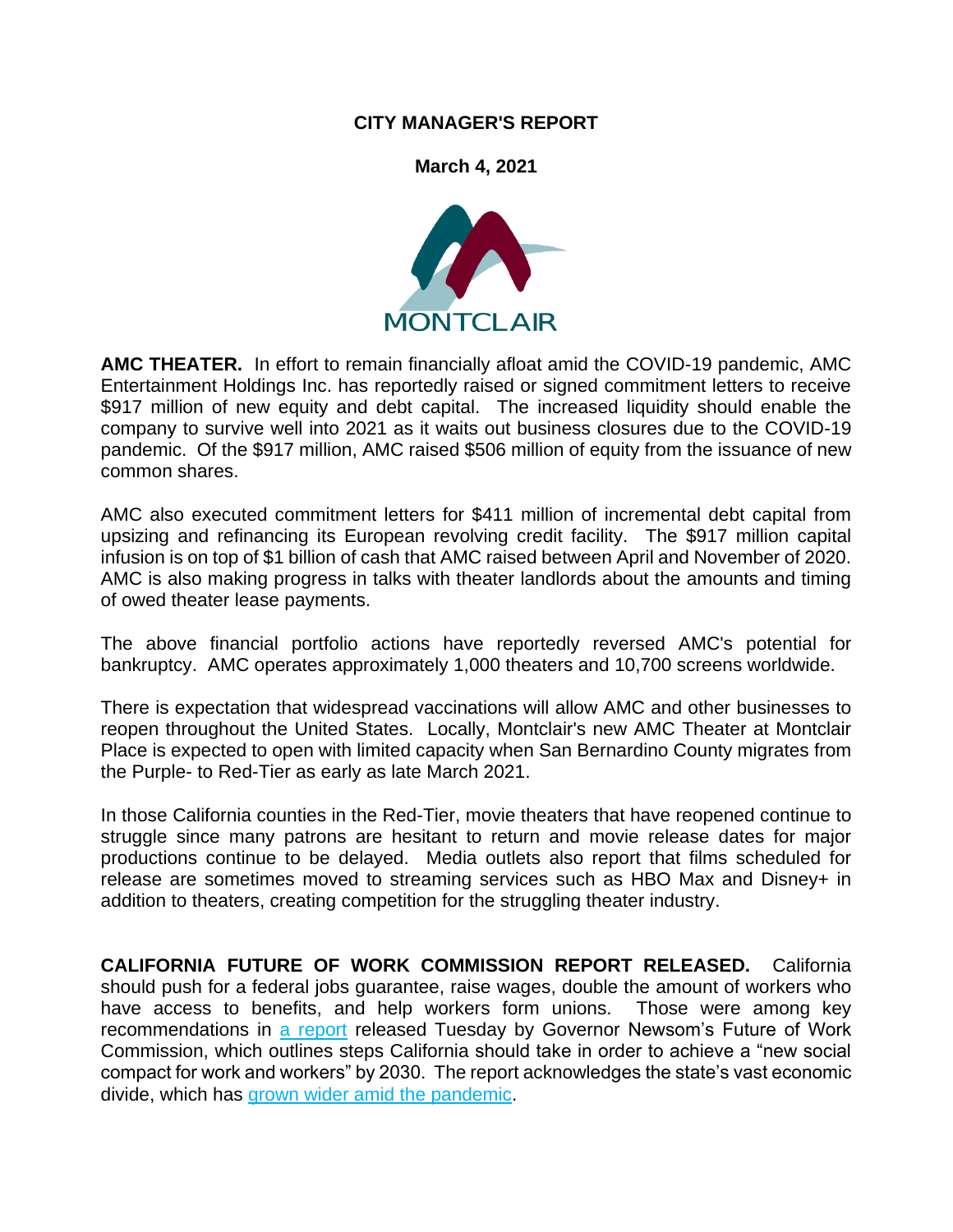# CITY MANAGER'S REPORT

**March 4, 2021**

MONTCLAIR

**AMC THEATER.** In effort to remain financially afloat amid the COVID-19 pandemic, AMC Entertainment Holdings Inc. has reportedly raised or signed commitment letters to receive $917 million of new equity and debt capital. The increased liquidity should enable the company to survive well into 2021 as it waits out business closures due to the COVID-19 pandemic. Of the $917 million, AMC raised $506 million of equity from the issuance of new common shares.

AMC also executed commitment letters for $411 million of incremental debt capital from upsizing and refinancing its European revolving credit facility. The $917 million capital infusion is on top of $1 billion of cash that AMC raised between April and November of 2020. AMC is also making progress in talks with theater landlords about the amounts and timing of owed theater lease payments.

The above financial portfolio actions have reportedly reversed AMC's potential for bankruptcy. AMC operates approximately 1,000 theaters and 10,700 screens worldwide.

There is expectation that widespread vaccinations will allow AMC and other businesses to reopen throughout the United States. Locally, Montclair's new AMC Theater at Montclair Place is expected to open with limited capacity when San Bernardino County migrates from the Purple- to Red-Tier as early as late March 2021.

In those California counties in the Red-Tier, movie theaters that have reopened continue to struggle since many patrons are hesitant to return and movie release dates for major productions continue to be delayed. Media outlets also report that films scheduled for release are sometimes moved to streaming services such as HBO Max and Disney+ in addition to theaters, creating competition for the struggling theater industry.

**CALIFORNIA FUTURE OF WORK COMMISSION REPORT RELEASED.** California should push for a federal jobs guarantee, raise wages, double the amount of workers who have access to benefits, and help workers form unions. Those were among key recommendations in a report released Tuesday by Governor Newsom's Future of Work Commission, which outlines steps California should take in order to achieve a "new social compact for work and workers" by 2030. The report acknowledges the state's vast economic divide, which has grown wider amid the pandemic.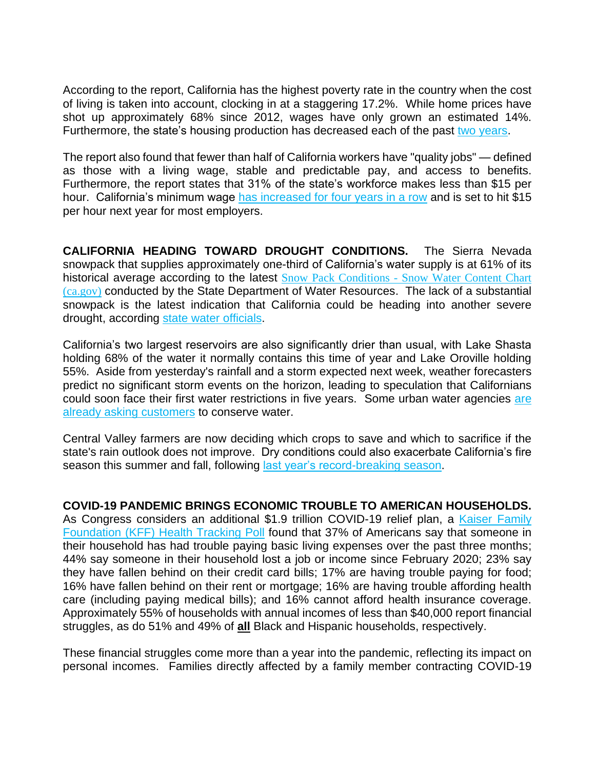According to the report, California has the highest poverty rate in the country when the cost of living is taken into account, clocking in at a staggering 17.2%. While home prices have shot up approximately 68% since 2012, wages have only grown an estimated 14%. Furthermore, the state's housing production has decreased each of the past [two years](#).

The report also found that fewer than half of California workers have "quality jobs" — defined as those with a living wage, stable and predictable pay, and access to benefits. Furthermore, the report states that 31% of the state's workforce makes less than $15 per hour. California's minimum wage [has increased for four years in a row](#) and is set to hit $15 per hour next year for most employers.

**CALIFORNIA HEADING TOWARD DROUGHT CONDITIONS.** The Sierra Nevada snowpack that supplies approximately one-third of California's water supply is at 61% of its historical average according to the latest [Snow Pack Conditions - Snow Water Content Chart (ca.gov)](#) conducted by the State Department of Water Resources. The lack of a substantial snowpack is the latest indication that California could be heading into another severe drought, according [state water officials](#).

California's two largest reservoirs are also significantly drier than usual, with Lake Shasta holding 68% of the water it normally contains this time of year and Lake Oroville holding 55%. Aside from yesterday's rainfall and a storm expected next week, weather forecasters predict no significant storm events on the horizon, leading to speculation that Californians could soon face their first water restrictions in five years. Some urban water agencies [are already asking customers](#) to conserve water.

Central Valley farmers are now deciding which crops to save and which to sacrifice if the state's rain outlook does not improve. Dry conditions could also exacerbate California's fire season this summer and fall, following [last year's record-breaking season](#).

**COVID-19 PANDEMIC BRINGS ECONOMIC TROUBLE TO AMERICAN HOUSEHOLDS.** As Congress considers an additional $1.9 trillion COVID-19 relief plan, a [Kaiser Family Foundation (KFF) Health Tracking Poll](#) found that 37% of Americans say that someone in their household has had trouble paying basic living expenses over the past three months; 44% say someone in their household lost a job or income since February 2020; 23% say they have fallen behind on their credit card bills; 17% are having trouble paying for food; 16% have fallen behind on their rent or mortgage; 16% are having trouble affording health care (including paying medical bills); and 16% cannot afford health insurance coverage. Approximately 55% of households with annual incomes of less than $40,000 report financial struggles, as do 51% and 49% of **all** Black and Hispanic households, respectively.

These financial struggles come more than a year into the pandemic, reflecting its impact on personal incomes. Families directly affected by a family member contracting COVID-19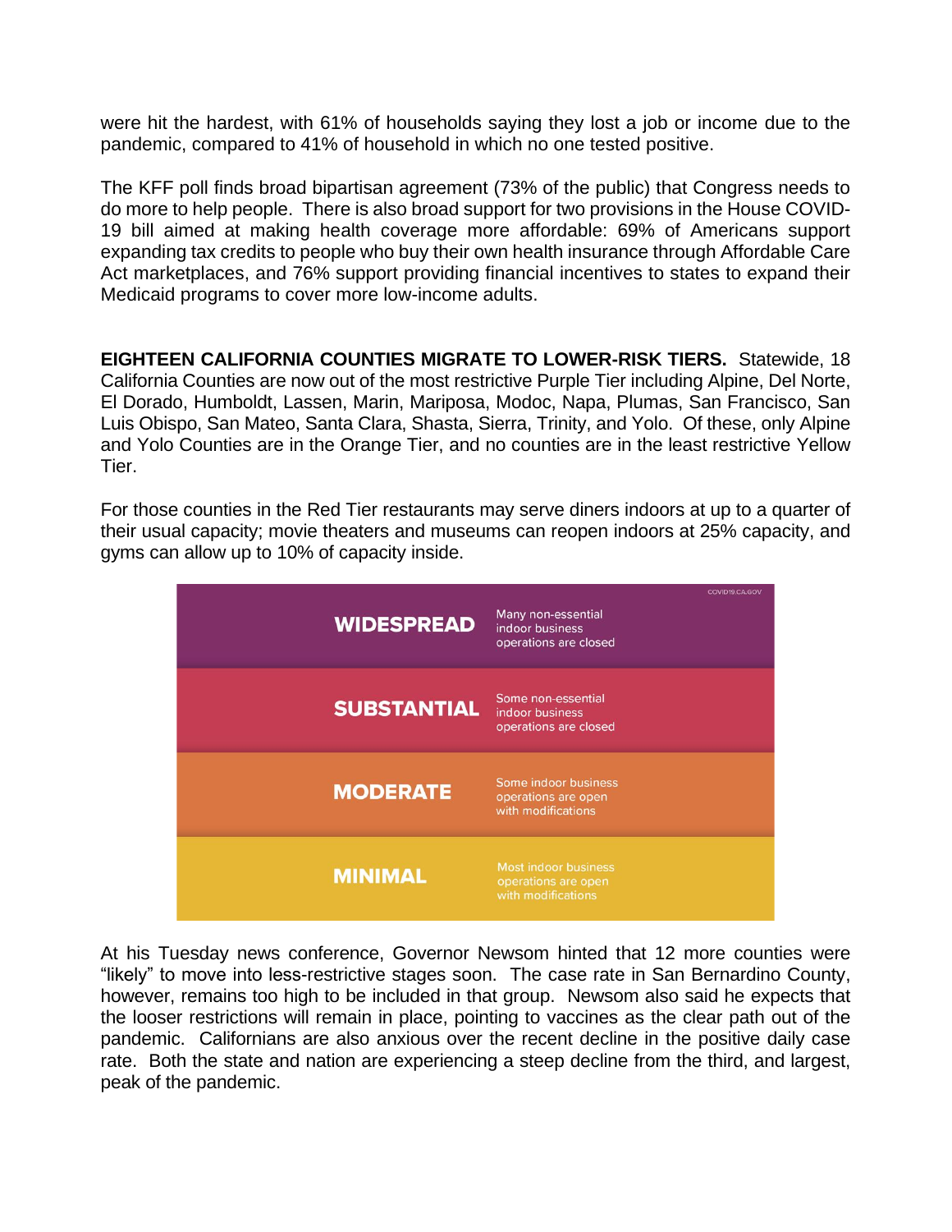were hit the hardest, with 61% of households saying they lost a job or income due to the pandemic, compared to 41% of household in which no one tested positive.

The KFF poll finds broad bipartisan agreement (73% of the public) that Congress needs to do more to help people. There is also broad support for two provisions in the House COVID-19 bill aimed at making health coverage more affordable: 69% of Americans support expanding tax credits to people who buy their own health insurance through Affordable Care Act marketplaces, and 76% support providing financial incentives to states to expand their Medicaid programs to cover more low-income adults.

**EIGHTEEN CALIFORNIA COUNTIES MIGRATE TO LOWER-RISK TIERS.** Statewide, 18 California Counties are now out of the most restrictive Purple Tier including Alpine, Del Norte, El Dorado, Humboldt, Lassen, Marin, Mariposa, Modoc, Napa, Plumas, San Francisco, San Luis Obispo, San Mateo, Santa Clara, Shasta, Sierra, Trinity, and Yolo. Of these, only Alpine and Yolo Counties are in the Orange Tier, and no counties are in the least restrictive Yellow Tier.

For those counties in the Red Tier restaurants may serve diners indoors at up to a quarter of their usual capacity; movie theaters and museums can reopen indoors at 25% capacity, and gyms can allow up to 10% of capacity inside.

COVID19.CA.GOV

| Tier | Description |
|---|---|
| **WIDESPREAD** | Many non-essential indoor business operations are closed |
| **SUBSTANTIAL** | Some non-essential indoor business operations are closed |
| **MODERATE** | Some indoor business operations are open with modifications |
| **MINIMAL** | Most indoor business operations are open with modifications |

At his Tuesday news conference, Governor Newsom hinted that 12 more counties were "likely" to move into less-restrictive stages soon. The case rate in San Bernardino County, however, remains too high to be included in that group. Newsom also said he expects that the looser restrictions will remain in place, pointing to vaccines as the clear path out of the pandemic. Californians are also anxious over the recent decline in the positive daily case rate. Both the state and nation are experiencing a steep decline from the third, and largest, peak of the pandemic.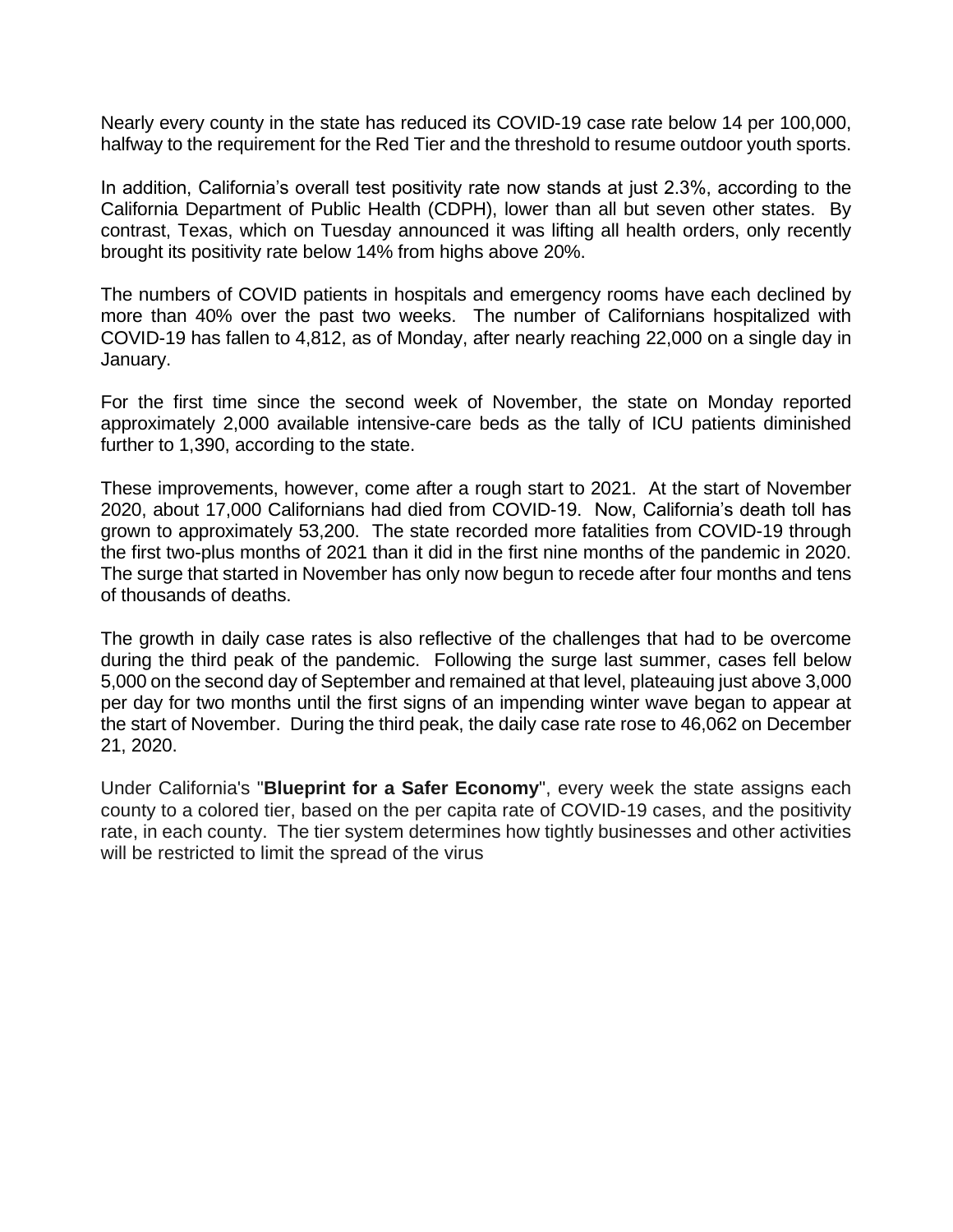Nearly every county in the state has reduced its COVID-19 case rate below 14 per 100,000, halfway to the requirement for the Red Tier and the threshold to resume outdoor youth sports.

In addition, California's overall test positivity rate now stands at just 2.3%, according to the California Department of Public Health (CDPH), lower than all but seven other states. By contrast, Texas, which on Tuesday announced it was lifting all health orders, only recently brought its positivity rate below 14% from highs above 20%.

The numbers of COVID patients in hospitals and emergency rooms have each declined by more than 40% over the past two weeks. The number of Californians hospitalized with COVID-19 has fallen to 4,812, as of Monday, after nearly reaching 22,000 on a single day in January.

For the first time since the second week of November, the state on Monday reported approximately 2,000 available intensive-care beds as the tally of ICU patients diminished further to 1,390, according to the state.

These improvements, however, come after a rough start to 2021. At the start of November 2020, about 17,000 Californians had died from COVID-19. Now, California's death toll has grown to approximately 53,200. The state recorded more fatalities from COVID-19 through the first two-plus months of 2021 than it did in the first nine months of the pandemic in 2020. The surge that started in November has only now begun to recede after four months and tens of thousands of deaths.

The growth in daily case rates is also reflective of the challenges that had to be overcome during the third peak of the pandemic. Following the surge last summer, cases fell below 5,000 on the second day of September and remained at that level, plateauing just above 3,000 per day for two months until the first signs of an impending winter wave began to appear at the start of November. During the third peak, the daily case rate rose to 46,062 on December 21, 2020.

Under California's "**Blueprint for a Safer Economy**", every week the state assigns each county to a colored tier, based on the per capita rate of COVID-19 cases, and the positivity rate, in each county. The tier system determines how tightly businesses and other activities will be restricted to limit the spread of the virus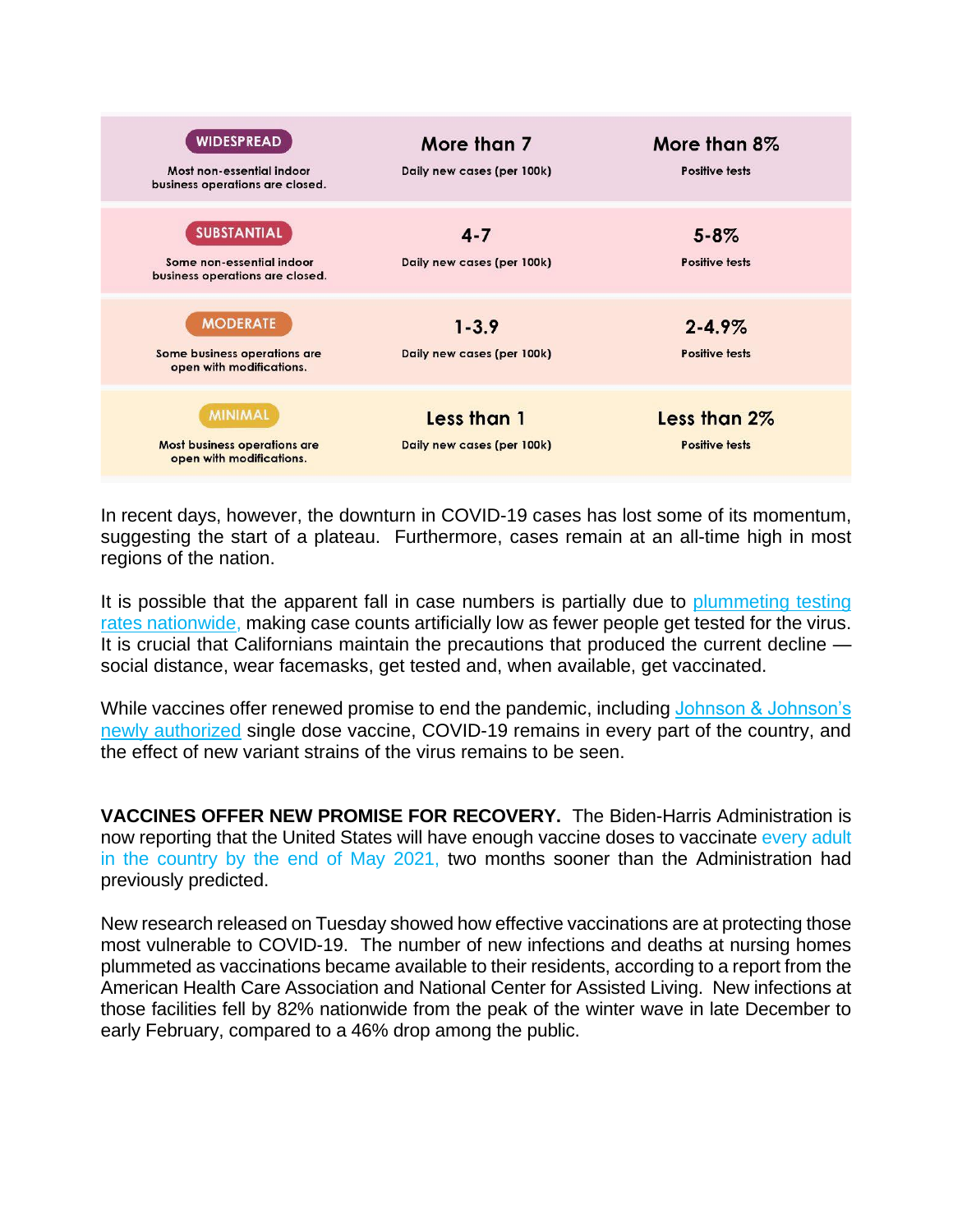| | | |
|---|---|---|
| **WIDESPREAD** Most non-essential indoor business operations are closed. | **More than 7** Daily new cases (per 100k) | **More than 8%** Positive tests |
| **SUBSTANTIAL** Some non-essential indoor business operations are closed. | **4-7** Daily new cases (per 100k) | **5-8%** Positive tests |
| **MODERATE** Some business operations are open with modifications. | **1-3.9** Daily new cases (per 100k) | **2-4.9%** Positive tests |
| **MINIMAL** Most business operations are open with modifications. | **Less than 1** Daily new cases (per 100k) | **Less than 2%** Positive tests |

In recent days, however, the downturn in COVID-19 cases has lost some of its momentum, suggesting the start of a plateau. Furthermore, cases remain at an all-time high in most regions of the nation.

It is possible that the apparent fall in case numbers is partially due to plummeting testing rates nationwide, making case counts artificially low as fewer people get tested for the virus. It is crucial that Californians maintain the precautions that produced the current decline — social distance, wear facemasks, get tested and, when available, get vaccinated.

While vaccines offer renewed promise to end the pandemic, including Johnson & Johnson's newly authorized single dose vaccine, COVID-19 remains in every part of the country, and the effect of new variant strains of the virus remains to be seen.

**VACCINES OFFER NEW PROMISE FOR RECOVERY.** The Biden-Harris Administration is now reporting that the United States will have enough vaccine doses to vaccinate every adult in the country by the end of May 2021, two months sooner than the Administration had previously predicted.

New research released on Tuesday showed how effective vaccinations are at protecting those most vulnerable to COVID-19. The number of new infections and deaths at nursing homes plummeted as vaccinations became available to their residents, according to a report from the American Health Care Association and National Center for Assisted Living. New infections at those facilities fell by 82% nationwide from the peak of the winter wave in late December to early February, compared to a 46% drop among the public.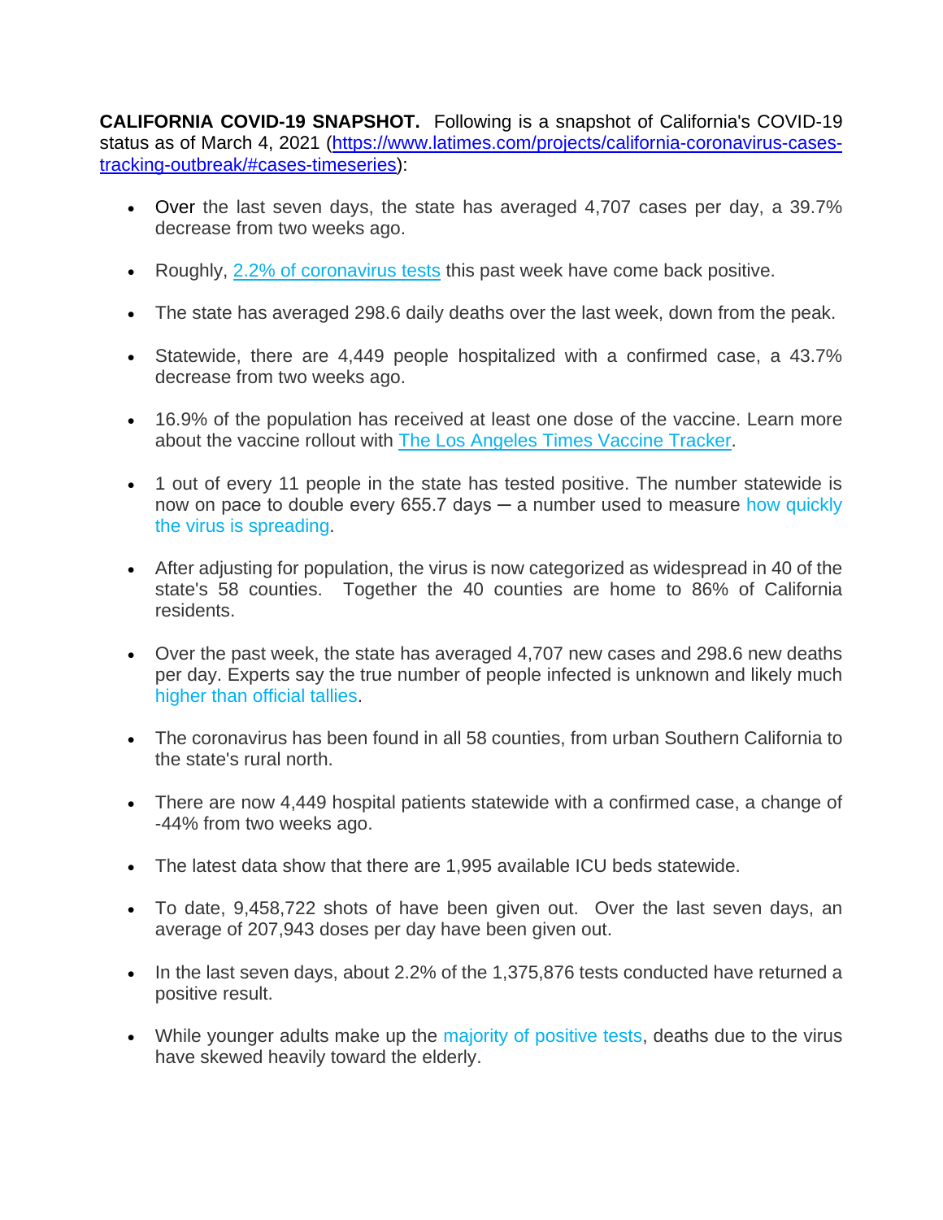**CALIFORNIA COVID-19 SNAPSHOT.** Following is a snapshot of California's COVID-19 status as of March 4, 2021 ([https://www.latimes.com/projects/california-coronavirus-cases-tracking-outbreak/#cases-timeseries](https://www.latimes.com/projects/california-coronavirus-cases-tracking-outbreak/#cases-timeseries)):

- Over the last seven days, the state has averaged 4,707 cases per day, a 39.7% decrease from two weeks ago.
- Roughly, 2.2% of coronavirus tests this past week have come back positive.
- The state has averaged 298.6 daily deaths over the last week, down from the peak.
- Statewide, there are 4,449 people hospitalized with a confirmed case, a 43.7% decrease from two weeks ago.
- 16.9% of the population has received at least one dose of the vaccine. Learn more about the vaccine rollout with The Los Angeles Times Vaccine Tracker.
- 1 out of every 11 people in the state has tested positive. The number statewide is now on pace to double every 655.7 days ─ a number used to measure how quickly the virus is spreading.
- After adjusting for population, the virus is now categorized as widespread in 40 of the state's 58 counties. Together the 40 counties are home to 86% of California residents.
- Over the past week, the state has averaged 4,707 new cases and 298.6 new deaths per day. Experts say the true number of people infected is unknown and likely much higher than official tallies.
- The coronavirus has been found in all 58 counties, from urban Southern California to the state's rural north.
- There are now 4,449 hospital patients statewide with a confirmed case, a change of -44% from two weeks ago.
- The latest data show that there are 1,995 available ICU beds statewide.
- To date, 9,458,722 shots of have been given out. Over the last seven days, an average of 207,943 doses per day have been given out.
- In the last seven days, about 2.2% of the 1,375,876 tests conducted have returned a positive result.
- While younger adults make up the majority of positive tests, deaths due to the virus have skewed heavily toward the elderly.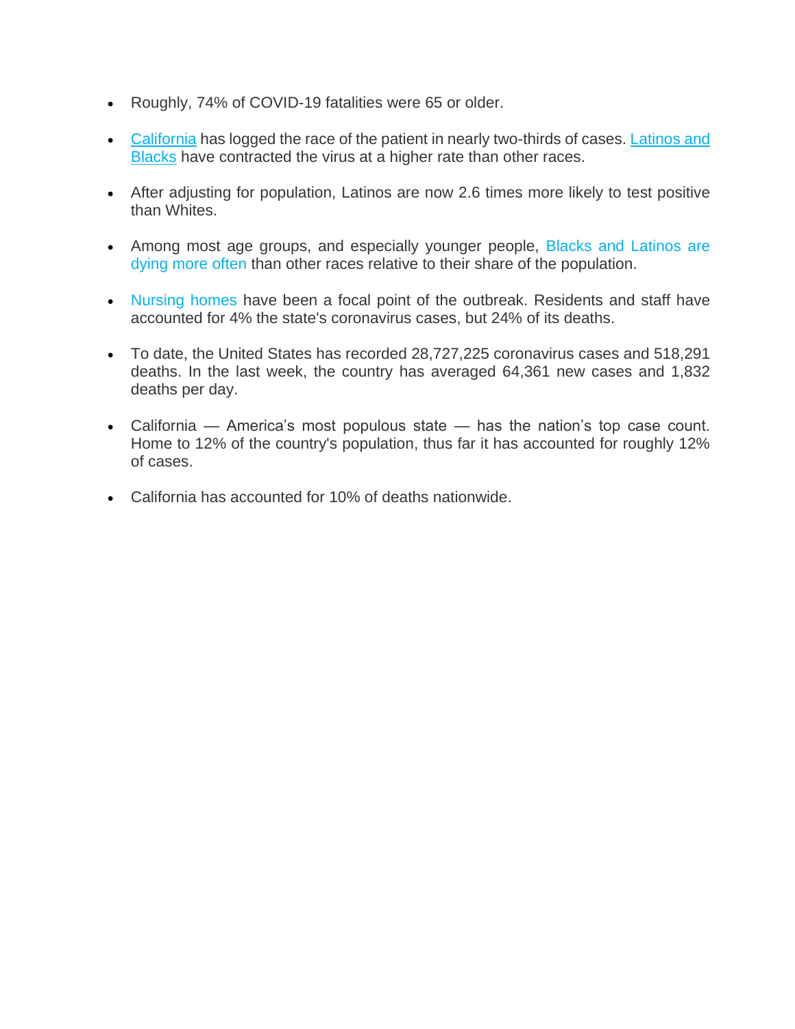- Roughly, 74% of COVID-19 fatalities were 65 or older.

- California has logged the race of the patient in nearly two-thirds of cases. Latinos and Blacks have contracted the virus at a higher rate than other races.

- After adjusting for population, Latinos are now 2.6 times more likely to test positive than Whites.

- Among most age groups, and especially younger people, Blacks and Latinos are dying more often than other races relative to their share of the population.

- Nursing homes have been a focal point of the outbreak. Residents and staff have accounted for 4% the state's coronavirus cases, but 24% of its deaths.

- To date, the United States has recorded 28,727,225 coronavirus cases and 518,291 deaths. In the last week, the country has averaged 64,361 new cases and 1,832 deaths per day.

- California — America's most populous state — has the nation's top case count. Home to 12% of the country's population, thus far it has accounted for roughly 12% of cases.

- California has accounted for 10% of deaths nationwide.